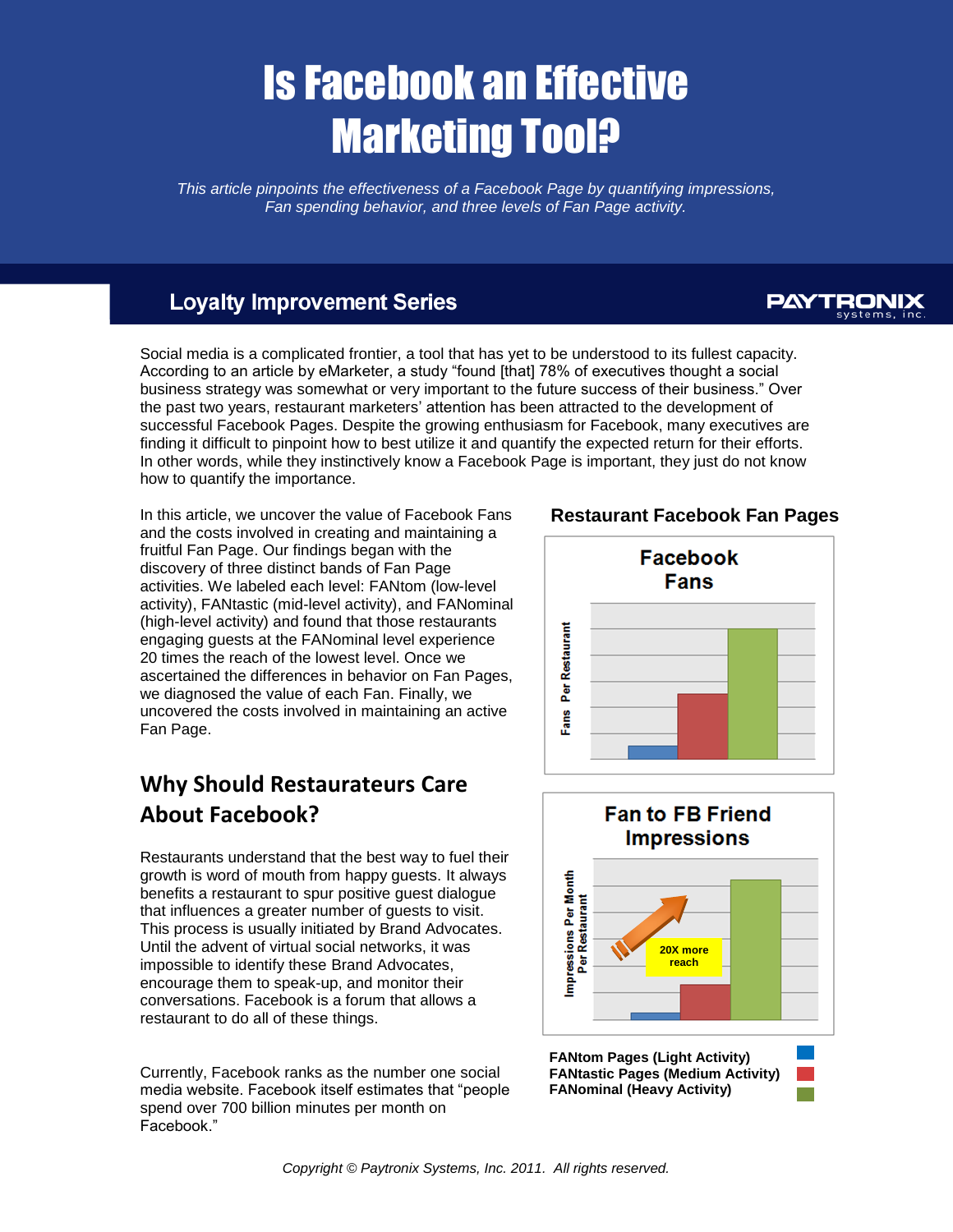# Is Facebook an Effective Marketing Tool?

*This article pinpoints the effectiveness of a Facebook Page by quantifying impressions, Fan spending behavior, and three levels of Fan Page activity.*

## Loyalty Improvement Series

Social media is a complicated frontier, a tool that has yet to be understood to its fullest capacity. According to an article by eMarketer, a study "found [that] 78% of executives thought a social business strategy was somewhat or very important to the future success of their business." Over the past two years, restaurant marketers' attention has been attracted to the development of successful Facebook Pages. Despite the growing enthusiasm for Facebook, many executives are finding it difficult to pinpoint how to best utilize it and quantify the expected return for their efforts. In other words, while they instinctively know a Facebook Page is important, they just do not know how to quantify the importance.

In this article, we uncover the value of Facebook Fans and the costs involved in creating and maintaining a fruitful Fan Page. Our findings began with the discovery of three distinct bands of Fan Page activities. We labeled each level: FANtom (low-level activity), FANtastic (mid-level activity), and FANominal (high-level activity) and found that those restaurants engaging guests at the FANominal level experience 20 times the reach of the lowest level. Once we ascertained the differences in behavior on Fan Pages, we diagnosed the value of each Fan. Finally, we uncovered the costs involved in maintaining an active Fan Page.

**Restaurant Facebook Fan Pages**

FANtom Pages (Light Activity)
FANtastic Pages (Medium Activity)
FANominal (Heavy Activity)

## Why Should Restaurateurs Care About Facebook?

Restaurants understand that the best way to fuel their growth is word of mouth from happy guests. It always benefits a restaurant to spur positive guest dialogue that influences a greater number of guests to visit. This process is usually initiated by Brand Advocates. Until the advent of virtual social networks, it was impossible to identify these Brand Advocates, encourage them to speak-up, and monitor their conversations. Facebook is a forum that allows a restaurant to do all of these things.

Currently, Facebook ranks as the number one social media website. Facebook itself estimates that "people spend over 700 billion minutes per month on Facebook."

*Copyright © Paytronix Systems, Inc. 2011. All rights reserved.*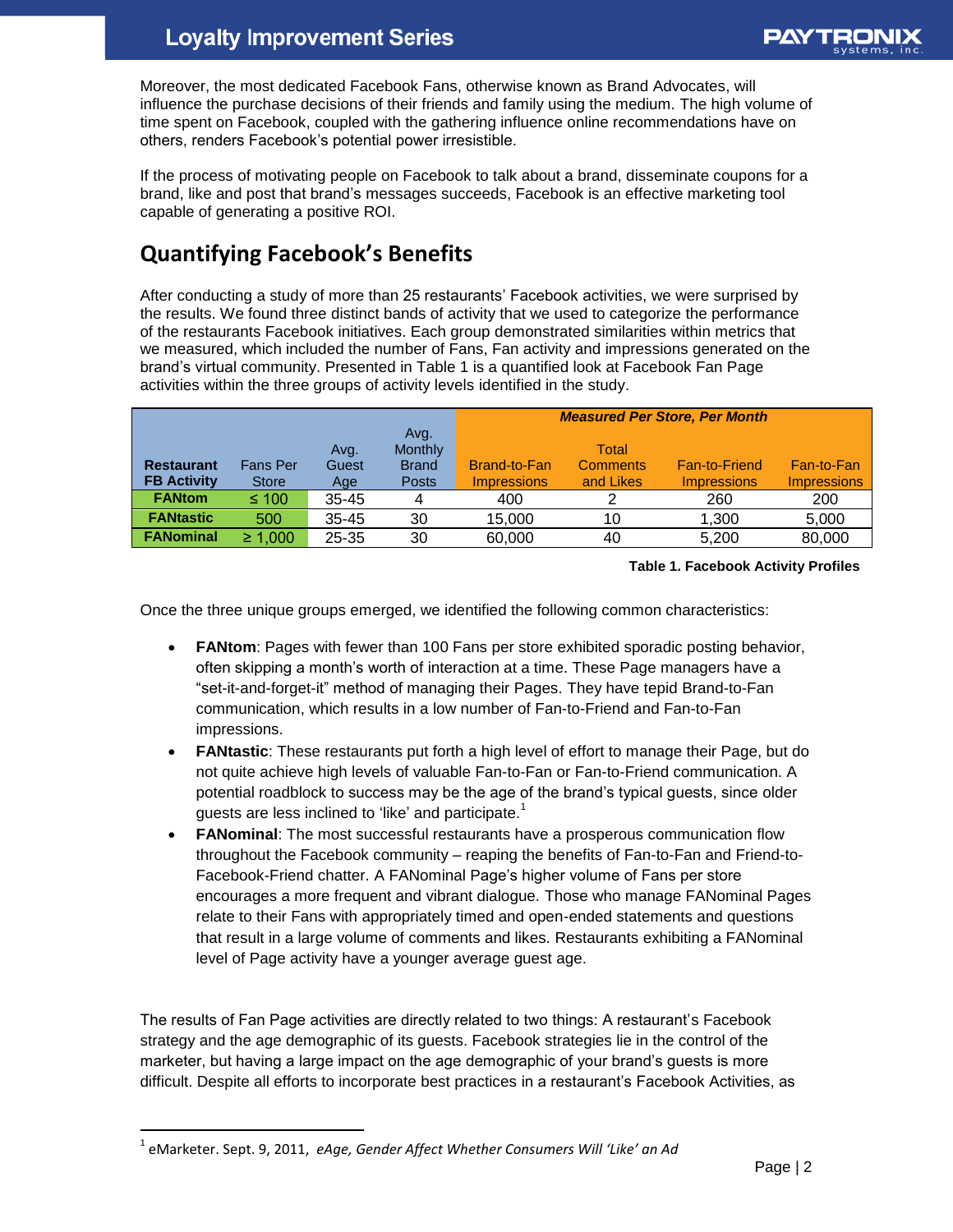Moreover, the most dedicated Facebook Fans, otherwise known as Brand Advocates, will influence the purchase decisions of their friends and family using the medium. The high volume of time spent on Facebook, coupled with the gathering influence online recommendations have on others, renders Facebook's potential power irresistible.

If the process of motivating people on Facebook to talk about a brand, disseminate coupons for a brand, like and post that brand's messages succeeds, Facebook is an effective marketing tool capable of generating a positive ROI.

## Quantifying Facebook's Benefits

After conducting a study of more than 25 restaurants' Facebook activities, we were surprised by the results. We found three distinct bands of activity that we used to categorize the performance of the restaurants Facebook initiatives. Each group demonstrated similarities within metrics that we measured, which included the number of Fans, Fan activity and impressions generated on the brand's virtual community. Presented in Table 1 is a quantified look at Facebook Fan Page activities within the three groups of activity levels identified in the study.

| | | | | *Measured Per Store, Per Month* | | | |
|---|---|---|---|---|---|---|---|
| **Restaurant FB Activity** | Fans Per Store | Avg. Guest Age | Avg. Monthly Brand Posts | Brand-to-Fan Impressions | Total Comments and Likes | Fan-to-Friend Impressions | Fan-to-Fan Impressions |
| **FANtom** | ≤ 100 | 35-45 | 4 | 400 | 2 | 260 | 200 |
| **FANtastic** | 500 | 35-45 | 30 | 15,000 | 10 | 1,300 | 5,000 |
| **FANominal** | ≥ 1,000 | 25-35 | 30 | 60,000 | 40 | 5,200 | 80,000 |

**Table 1. Facebook Activity Profiles**

Once the three unique groups emerged, we identified the following common characteristics:

- **FANtom**: Pages with fewer than 100 Fans per store exhibited sporadic posting behavior, often skipping a month's worth of interaction at a time. These Page managers have a "set-it-and-forget-it" method of managing their Pages. They have tepid Brand-to-Fan communication, which results in a low number of Fan-to-Friend and Fan-to-Fan impressions.
- **FANtastic**: These restaurants put forth a high level of effort to manage their Page, but do not quite achieve high levels of valuable Fan-to-Fan or Fan-to-Friend communication. A potential roadblock to success may be the age of the brand's typical guests, since older guests are less inclined to 'like' and participate.[1]
- **FANominal**: The most successful restaurants have a prosperous communication flow throughout the Facebook community – reaping the benefits of Fan-to-Fan and Friend-to-Facebook-Friend chatter. A FANominal Page's higher volume of Fans per store encourages a more frequent and vibrant dialogue. Those who manage FANominal Pages relate to their Fans with appropriately timed and open-ended statements and questions that result in a large volume of comments and likes. Restaurants exhibiting a FANominal level of Page activity have a younger average guest age.

The results of Fan Page activities are directly related to two things: A restaurant's Facebook strategy and the age demographic of its guests. Facebook strategies lie in the control of the marketer, but having a large impact on the age demographic of your brand's guests is more difficult. Despite all efforts to incorporate best practices in a restaurant's Facebook Activities, as

---

[1] eMarketer. Sept. 9, 2011, *eAge, Gender Affect Whether Consumers Will 'Like' an Ad*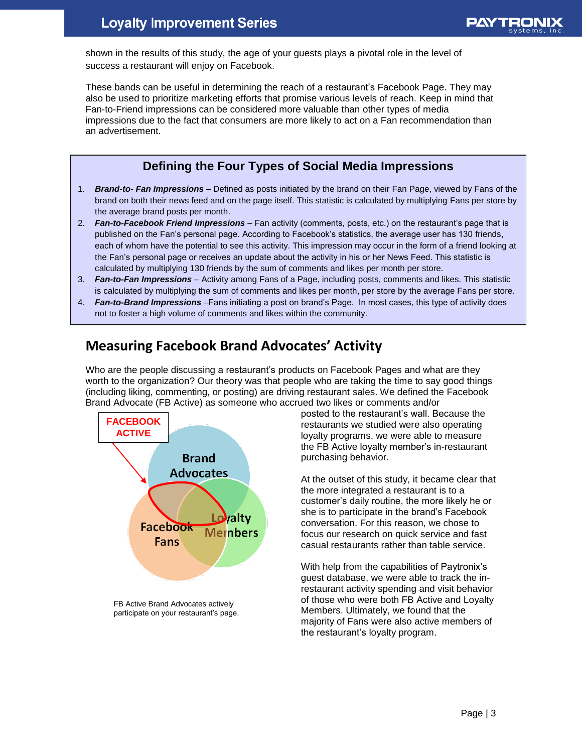shown in the results of this study, the age of your guests plays a pivotal role in the level of success a restaurant will enjoy on Facebook.

These bands can be useful in determining the reach of a restaurant's Facebook Page. They may also be used to prioritize marketing efforts that promise various levels of reach. Keep in mind that Fan-to-Friend impressions can be considered more valuable than other types of media impressions due to the fact that consumers are more likely to act on a Fan recommendation than an advertisement.

### Defining the Four Types of Social Media Impressions

1. ***Brand-to- Fan Impressions*** – Defined as posts initiated by the brand on their Fan Page, viewed by Fans of the brand on both their news feed and on the page itself. This statistic is calculated by multiplying Fans per store by the average brand posts per month.
2. ***Fan-to-Facebook Friend Impressions*** – Fan activity (comments, posts, etc.) on the restaurant's page that is published on the Fan's personal page. According to Facebook's statistics, the average user has 130 friends, each of whom have the potential to see this activity. This impression may occur in the form of a friend looking at the Fan's personal page or receives an update about the activity in his or her News Feed. This statistic is calculated by multiplying 130 friends by the sum of comments and likes per month per store.
3. ***Fan-to-Fan Impressions*** – Activity among Fans of a Page, including posts, comments and likes. This statistic is calculated by multiplying the sum of comments and likes per month, per store by the average Fans per store.
4. ***Fan-to-Brand Impressions*** –Fans initiating a post on brand's Page. In most cases, this type of activity does not to foster a high volume of comments and likes within the community.

## Measuring Facebook Brand Advocates' Activity

Who are the people discussing a restaurant's products on Facebook Pages and what are they worth to the organization? Our theory was that people who are taking the time to say good things (including liking, commenting, or posting) are driving restaurant sales. We defined the Facebook Brand Advocate (FB Active) as someone who accrued two likes or comments and/or posted to the restaurant's wall. Because the restaurants we studied were also operating loyalty programs, we were able to measure the FB Active loyalty member's in-restaurant purchasing behavior.

FACEBOOK ACTIVE

Brand Advocates

Facebook Fans

Loyalty Members

FB Active Brand Advocates actively participate on your restaurant's page.

At the outset of this study, it became clear that the more integrated a restaurant is to a customer's daily routine, the more likely he or she is to participate in the brand's Facebook conversation. For this reason, we chose to focus our research on quick service and fast casual restaurants rather than table service.

With help from the capabilities of Paytronix's guest database, we were able to track the in-restaurant activity spending and visit behavior of those who were both FB Active and Loyalty Members. Ultimately, we found that the majority of Fans were also active members of the restaurant's loyalty program.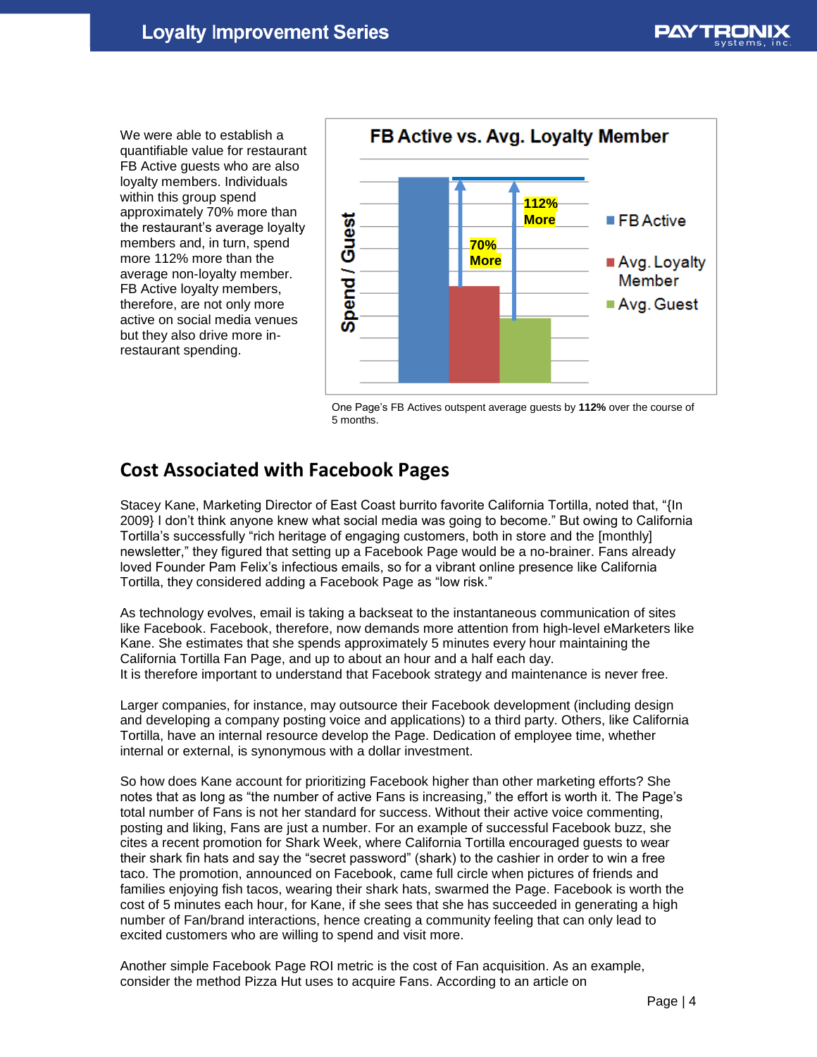We were able to establish a quantifiable value for restaurant FB Active guests who are also loyalty members. Individuals within this group spend approximately 70% more than the restaurant's average loyalty members and, in turn, spend more 112% more than the average non-loyalty member. FB Active loyalty members, therefore, are not only more active on social media venues but they also drive more in-restaurant spending.

One Page's FB Actives outspent average guests by **112%** over the course of 5 months.

## Cost Associated with Facebook Pages

Stacey Kane, Marketing Director of East Coast burrito favorite California Tortilla, noted that, "{In 2009} I don't think anyone knew what social media was going to become." But owing to California Tortilla's successfully "rich heritage of engaging customers, both in store and the [monthly] newsletter," they figured that setting up a Facebook Page would be a no-brainer. Fans already loved Founder Pam Felix's infectious emails, so for a vibrant online presence like California Tortilla, they considered adding a Facebook Page as "low risk."

As technology evolves, email is taking a backseat to the instantaneous communication of sites like Facebook. Facebook, therefore, now demands more attention from high-level eMarketers like Kane. She estimates that she spends approximately 5 minutes every hour maintaining the California Tortilla Fan Page, and up to about an hour and a half each day.
It is therefore important to understand that Facebook strategy and maintenance is never free.

Larger companies, for instance, may outsource their Facebook development (including design and developing a company posting voice and applications) to a third party. Others, like California Tortilla, have an internal resource develop the Page. Dedication of employee time, whether internal or external, is synonymous with a dollar investment.

So how does Kane account for prioritizing Facebook higher than other marketing efforts? She notes that as long as "the number of active Fans is increasing," the effort is worth it. The Page's total number of Fans is not her standard for success. Without their active voice commenting, posting and liking, Fans are just a number. For an example of successful Facebook buzz, she cites a recent promotion for Shark Week, where California Tortilla encouraged guests to wear their shark fin hats and say the "secret password" (shark) to the cashier in order to win a free taco. The promotion, announced on Facebook, came full circle when pictures of friends and families enjoying fish tacos, wearing their shark hats, swarmed the Page. Facebook is worth the cost of 5 minutes each hour, for Kane, if she sees that she has succeeded in generating a high number of Fan/brand interactions, hence creating a community feeling that can only lead to excited customers who are willing to spend and visit more.

Another simple Facebook Page ROI metric is the cost of Fan acquisition. As an example, consider the method Pizza Hut uses to acquire Fans. According to an article on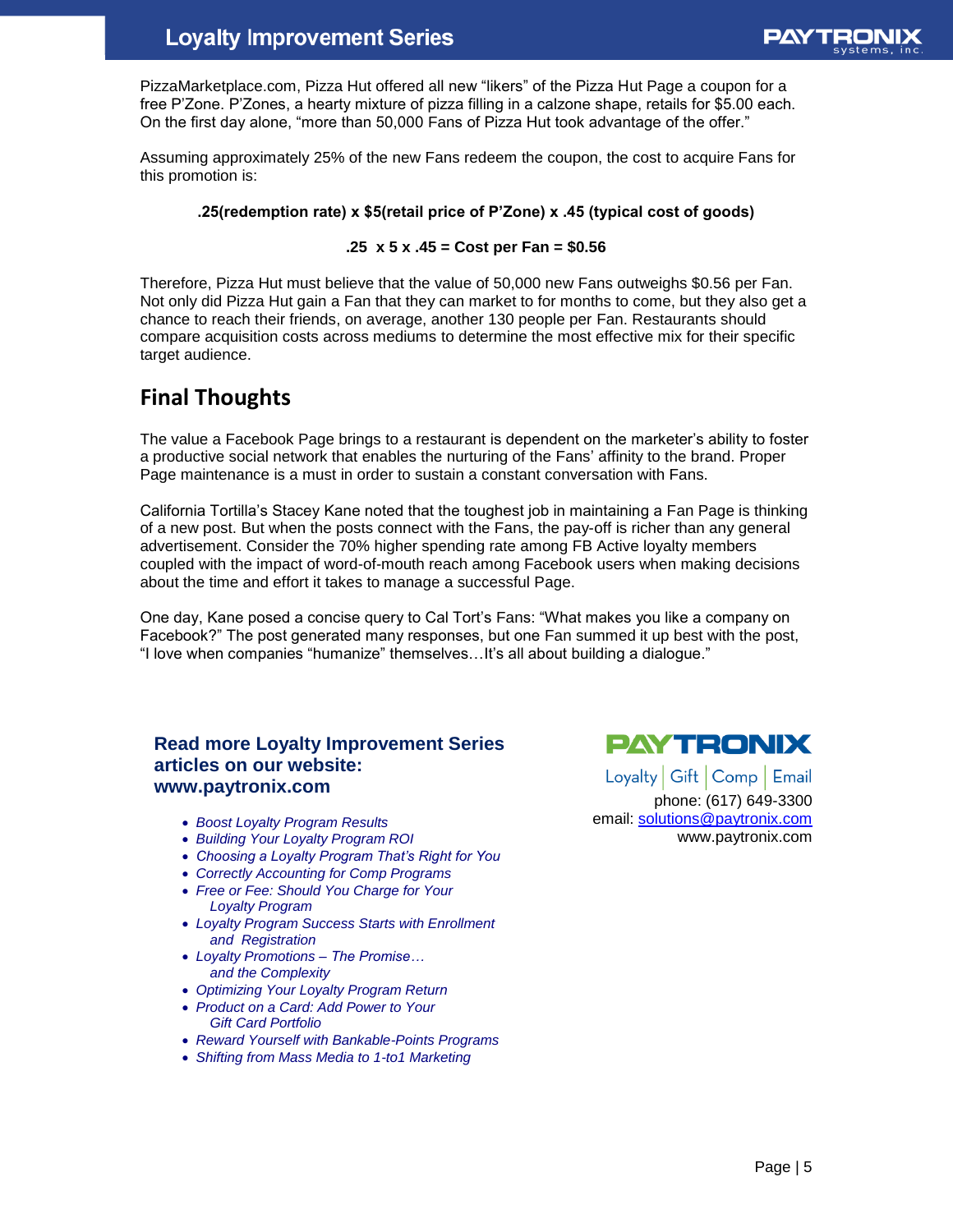PizzaMarketplace.com, Pizza Hut offered all new "likers" of the Pizza Hut Page a coupon for a free P'Zone. P'Zones, a hearty mixture of pizza filling in a calzone shape, retails for $5.00 each. On the first day alone, "more than 50,000 Fans of Pizza Hut took advantage of the offer."

Assuming approximately 25% of the new Fans redeem the coupon, the cost to acquire Fans for this promotion is:

**.25(redemption rate) x $5(retail price of P'Zone) x .45 (typical cost of goods)**

**.25 x 5 x .45 = Cost per Fan = $0.56**

Therefore, Pizza Hut must believe that the value of 50,000 new Fans outweighs $0.56 per Fan. Not only did Pizza Hut gain a Fan that they can market to for months to come, but they also get a chance to reach their friends, on average, another 130 people per Fan. Restaurants should compare acquisition costs across mediums to determine the most effective mix for their specific target audience.

## Final Thoughts

The value a Facebook Page brings to a restaurant is dependent on the marketer's ability to foster a productive social network that enables the nurturing of the Fans' affinity to the brand. Proper Page maintenance is a must in order to sustain a constant conversation with Fans.

California Tortilla's Stacey Kane noted that the toughest job in maintaining a Fan Page is thinking of a new post. But when the posts connect with the Fans, the pay-off is richer than any general advertisement. Consider the 70% higher spending rate among FB Active loyalty members coupled with the impact of word-of-mouth reach among Facebook users when making decisions about the time and effort it takes to manage a successful Page.

One day, Kane posed a concise query to Cal Tort's Fans: "What makes you like a company on Facebook?" The post generated many responses, but one Fan summed it up best with the post, "I love when companies "humanize" themselves…It's all about building a dialogue."

### Read more Loyalty Improvement Series articles on our website: www.paytronix.com

- *Boost Loyalty Program Results*
- *Building Your Loyalty Program ROI*
- *Choosing a Loyalty Program That's Right for You*
- *Correctly Accounting for Comp Programs*
- *Free or Fee: Should You Charge for Your Loyalty Program*
- *Loyalty Program Success Starts with Enrollment and Registration*
- *Loyalty Promotions – The Promise… and the Complexity*
- *Optimizing Your Loyalty Program Return*
- *Product on a Card: Add Power to Your Gift Card Portfolio*
- *Reward Yourself with Bankable-Points Programs*
- *Shifting from Mass Media to 1-to1 Marketing*

PAYTRONIX

Loyalty | Gift | Comp | Email

phone: (617) 649-3300
email: solutions@paytronix.com
www.paytronix.com